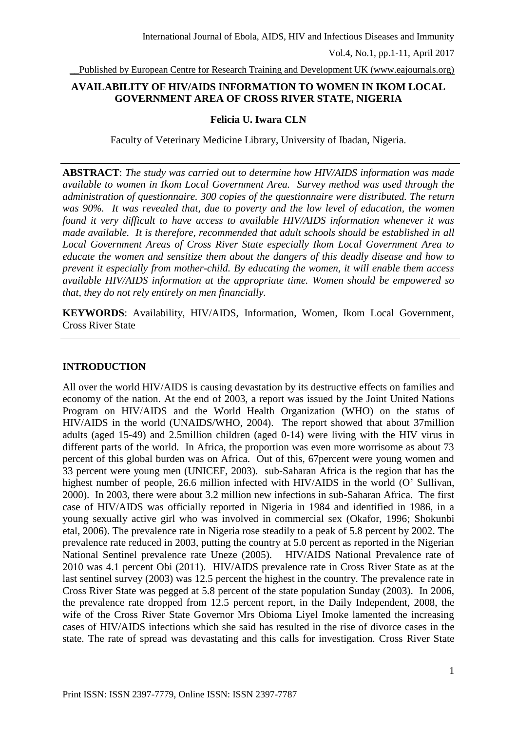# AVAILABILITY OF HIV/AIDS INFORMATION TO WOMEN IN IKOM LOCAL GOVERNMENT AREA OF CROSS RIVER STATE, NIGERIA

**Felicia U. Iwara CLN**

Faculty of Veterinary Medicine Library, University of Ibadan, Nigeria.

---

**ABSTRACT**: *The study was carried out to determine how HIV/AIDS information was made available to women in Ikom Local Government Area. Survey method was used through the administration of questionnaire. 300 copies of the questionnaire were distributed. The return was 90%. It was revealed that, due to poverty and the low level of education, the women found it very difficult to have access to available HIV/AIDS information whenever it was made available. It is therefore, recommended that adult schools should be established in all Local Government Areas of Cross River State especially Ikom Local Government Area to educate the women and sensitize them about the dangers of this deadly disease and how to prevent it especially from mother-child. By educating the women, it will enable them access available HIV/AIDS information at the appropriate time. Women should be empowered so that, they do not rely entirely on men financially.*

**KEYWORDS**: Availability, HIV/AIDS, Information, Women, Ikom Local Government, Cross River State

---

## INTRODUCTION

All over the world HIV/AIDS is causing devastation by its destructive effects on families and economy of the nation. At the end of 2003, a report was issued by the Joint United Nations Program on HIV/AIDS and the World Health Organization (WHO) on the status of HIV/AIDS in the world (UNAIDS/WHO, 2004). The report showed that about 37million adults (aged 15-49) and 2.5million children (aged 0-14) were living with the HIV virus in different parts of the world. In Africa, the proportion was even more worrisome as about 73 percent of this global burden was on Africa. Out of this, 67percent were young women and 33 percent were young men (UNICEF, 2003). sub-Saharan Africa is the region that has the highest number of people, 26.6 million infected with HIV/AIDS in the world (O' Sullivan, 2000). In 2003, there were about 3.2 million new infections in sub-Saharan Africa. The first case of HIV/AIDS was officially reported in Nigeria in 1984 and identified in 1986, in a young sexually active girl who was involved in commercial sex (Okafor, 1996; Shokunbi etal, 2006). The prevalence rate in Nigeria rose steadily to a peak of 5.8 percent by 2002. The prevalence rate reduced in 2003, putting the country at 5.0 percent as reported in the Nigerian National Sentinel prevalence rate Uneze (2005). HIV/AIDS National Prevalence rate of 2010 was 4.1 percent Obi (2011). HIV/AIDS prevalence rate in Cross River State as at the last sentinel survey (2003) was 12.5 percent the highest in the country. The prevalence rate in Cross River State was pegged at 5.8 percent of the state population Sunday (2003). In 2006, the prevalence rate dropped from 12.5 percent report, in the Daily Independent, 2008, the wife of the Cross River State Governor Mrs Obioma Liyel Imoke lamented the increasing cases of HIV/AIDS infections which she said has resulted in the rise of divorce cases in the state. The rate of spread was devastating and this calls for investigation. Cross River State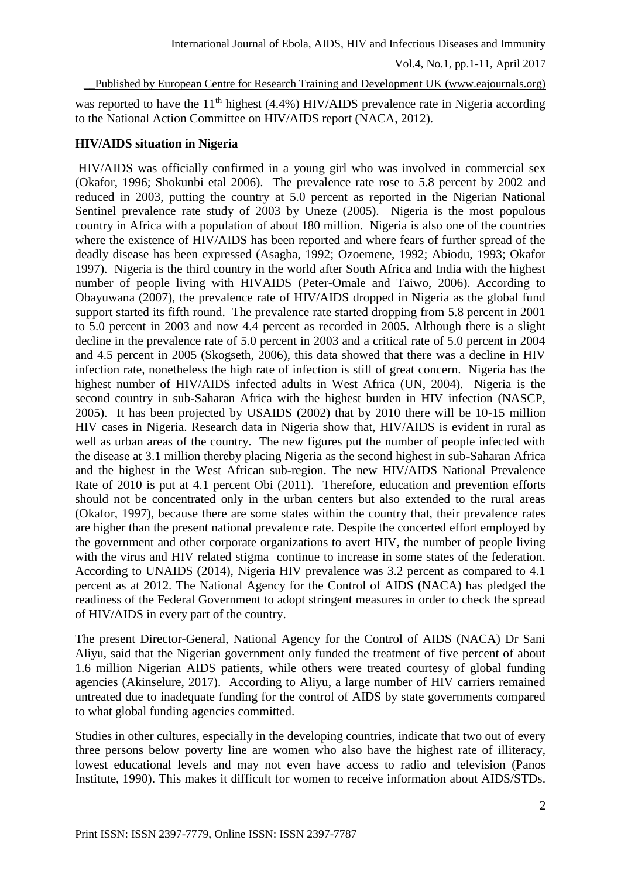was reported to have the 11th highest (4.4%) HIV/AIDS prevalence rate in Nigeria according to the National Action Committee on HIV/AIDS report (NACA, 2012).

**HIV/AIDS situation in Nigeria**

HIV/AIDS was officially confirmed in a young girl who was involved in commercial sex (Okafor, 1996; Shokunbi etal 2006). The prevalence rate rose to 5.8 percent by 2002 and reduced in 2003, putting the country at 5.0 percent as reported in the Nigerian National Sentinel prevalence rate study of 2003 by Uneze (2005). Nigeria is the most populous country in Africa with a population of about 180 million. Nigeria is also one of the countries where the existence of HIV/AIDS has been reported and where fears of further spread of the deadly disease has been expressed (Asagba, 1992; Ozoemene, 1992; Abiodu, 1993; Okafor 1997). Nigeria is the third country in the world after South Africa and India with the highest number of people living with HIVAIDS (Peter-Omale and Taiwo, 2006). According to Obayuwana (2007), the prevalence rate of HIV/AIDS dropped in Nigeria as the global fund support started its fifth round. The prevalence rate started dropping from 5.8 percent in 2001 to 5.0 percent in 2003 and now 4.4 percent as recorded in 2005. Although there is a slight decline in the prevalence rate of 5.0 percent in 2003 and a critical rate of 5.0 percent in 2004 and 4.5 percent in 2005 (Skogseth, 2006), this data showed that there was a decline in HIV infection rate, nonetheless the high rate of infection is still of great concern. Nigeria has the highest number of HIV/AIDS infected adults in West Africa (UN, 2004). Nigeria is the second country in sub-Saharan Africa with the highest burden in HIV infection (NASCP, 2005). It has been projected by USAIDS (2002) that by 2010 there will be 10-15 million HIV cases in Nigeria. Research data in Nigeria show that, HIV/AIDS is evident in rural as well as urban areas of the country. The new figures put the number of people infected with the disease at 3.1 million thereby placing Nigeria as the second highest in sub-Saharan Africa and the highest in the West African sub-region. The new HIV/AIDS National Prevalence Rate of 2010 is put at 4.1 percent Obi (2011). Therefore, education and prevention efforts should not be concentrated only in the urban centers but also extended to the rural areas (Okafor, 1997), because there are some states within the country that, their prevalence rates are higher than the present national prevalence rate. Despite the concerted effort employed by the government and other corporate organizations to avert HIV, the number of people living with the virus and HIV related stigma continue to increase in some states of the federation. According to UNAIDS (2014), Nigeria HIV prevalence was 3.2 percent as compared to 4.1 percent as at 2012. The National Agency for the Control of AIDS (NACA) has pledged the readiness of the Federal Government to adopt stringent measures in order to check the spread of HIV/AIDS in every part of the country.

The present Director-General, National Agency for the Control of AIDS (NACA) Dr Sani Aliyu, said that the Nigerian government only funded the treatment of five percent of about 1.6 million Nigerian AIDS patients, while others were treated courtesy of global funding agencies (Akinselure, 2017). According to Aliyu, a large number of HIV carriers remained untreated due to inadequate funding for the control of AIDS by state governments compared to what global funding agencies committed.

Studies in other cultures, especially in the developing countries, indicate that two out of every three persons below poverty line are women who also have the highest rate of illiteracy, lowest educational levels and may not even have access to radio and television (Panos Institute, 1990). This makes it difficult for women to receive information about AIDS/STDs.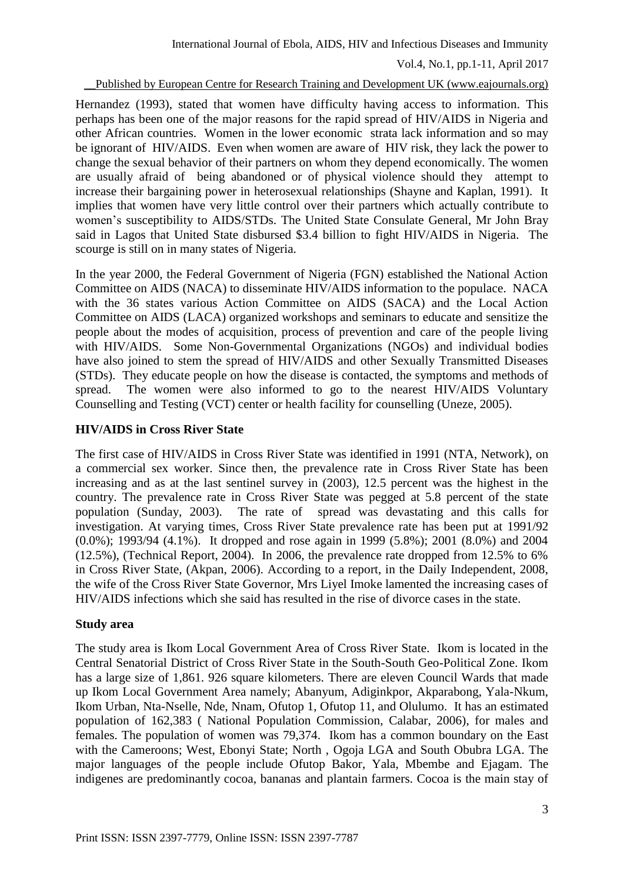Hernandez (1993), stated that women have difficulty having access to information. This perhaps has been one of the major reasons for the rapid spread of HIV/AIDS in Nigeria and other African countries. Women in the lower economic strata lack information and so may be ignorant of HIV/AIDS. Even when women are aware of HIV risk, they lack the power to change the sexual behavior of their partners on whom they depend economically. The women are usually afraid of being abandoned or of physical violence should they attempt to increase their bargaining power in heterosexual relationships (Shayne and Kaplan, 1991). It implies that women have very little control over their partners which actually contribute to women's susceptibility to AIDS/STDs. The United State Consulate General, Mr John Bray said in Lagos that United State disbursed $3.4 billion to fight HIV/AIDS in Nigeria. The scourge is still on in many states of Nigeria.

In the year 2000, the Federal Government of Nigeria (FGN) established the National Action Committee on AIDS (NACA) to disseminate HIV/AIDS information to the populace. NACA with the 36 states various Action Committee on AIDS (SACA) and the Local Action Committee on AIDS (LACA) organized workshops and seminars to educate and sensitize the people about the modes of acquisition, process of prevention and care of the people living with HIV/AIDS. Some Non-Governmental Organizations (NGOs) and individual bodies have also joined to stem the spread of HIV/AIDS and other Sexually Transmitted Diseases (STDs). They educate people on how the disease is contacted, the symptoms and methods of spread. The women were also informed to go to the nearest HIV/AIDS Voluntary Counselling and Testing (VCT) center or health facility for counselling (Uneze, 2005).

## HIV/AIDS in Cross River State

The first case of HIV/AIDS in Cross River State was identified in 1991 (NTA, Network), on a commercial sex worker. Since then, the prevalence rate in Cross River State has been increasing and as at the last sentinel survey in (2003), 12.5 percent was the highest in the country. The prevalence rate in Cross River State was pegged at 5.8 percent of the state population (Sunday, 2003). The rate of spread was devastating and this calls for investigation. At varying times, Cross River State prevalence rate has been put at 1991/92 (0.0%); 1993/94 (4.1%). It dropped and rose again in 1999 (5.8%); 2001 (8.0%) and 2004 (12.5%), (Technical Report, 2004). In 2006, the prevalence rate dropped from 12.5% to 6% in Cross River State, (Akpan, 2006). According to a report, in the Daily Independent, 2008, the wife of the Cross River State Governor, Mrs Liyel Imoke lamented the increasing cases of HIV/AIDS infections which she said has resulted in the rise of divorce cases in the state.

## Study area

The study area is Ikom Local Government Area of Cross River State. Ikom is located in the Central Senatorial District of Cross River State in the South-South Geo-Political Zone. Ikom has a large size of 1,861. 926 square kilometers. There are eleven Council Wards that made up Ikom Local Government Area namely; Abanyum, Adiginkpor, Akparabong, Yala-Nkum, Ikom Urban, Nta-Nselle, Nde, Nnam, Ofutop 1, Ofutop 11, and Olulumo. It has an estimated population of 162,383 ( National Population Commission, Calabar, 2006), for males and females. The population of women was 79,374. Ikom has a common boundary on the East with the Cameroons; West, Ebonyi State; North , Ogoja LGA and South Obubra LGA. The major languages of the people include Ofutop Bakor, Yala, Mbembe and Ejagam. The indigenes are predominantly cocoa, bananas and plantain farmers. Cocoa is the main stay of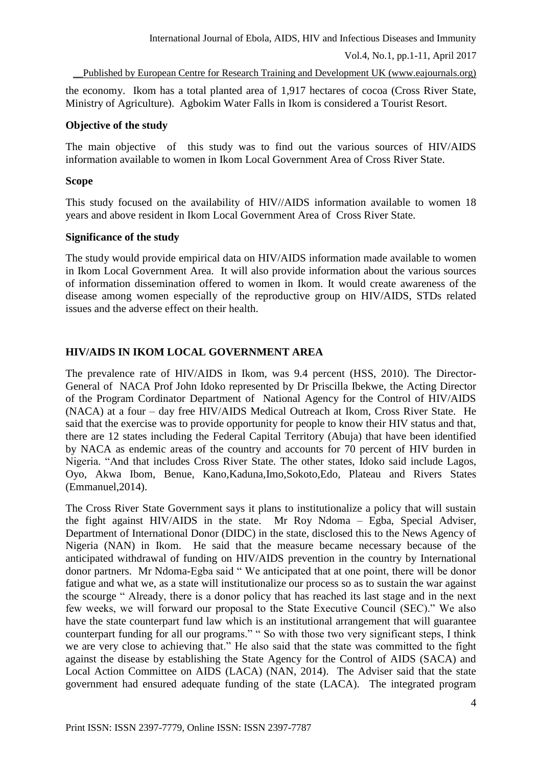the economy. Ikom has a total planted area of 1,917 hectares of cocoa (Cross River State, Ministry of Agriculture). Agbokim Water Falls in Ikom is considered a Tourist Resort.

**Objective of the study**

The main objective of this study was to find out the various sources of HIV/AIDS information available to women in Ikom Local Government Area of Cross River State.

**Scope**

This study focused on the availability of HIV//AIDS information available to women 18 years and above resident in Ikom Local Government Area of Cross River State.

**Significance of the study**

The study would provide empirical data on HIV/AIDS information made available to women in Ikom Local Government Area. It will also provide information about the various sources of information dissemination offered to women in Ikom. It would create awareness of the disease among women especially of the reproductive group on HIV/AIDS, STDs related issues and the adverse effect on their health.

## HIV/AIDS IN IKOM LOCAL GOVERNMENT AREA

The prevalence rate of HIV/AIDS in Ikom, was 9.4 percent (HSS, 2010). The Director-General of NACA Prof John Idoko represented by Dr Priscilla Ibekwe, the Acting Director of the Program Cordinator Department of National Agency for the Control of HIV/AIDS (NACA) at a four – day free HIV/AIDS Medical Outreach at Ikom, Cross River State. He said that the exercise was to provide opportunity for people to know their HIV status and that, there are 12 states including the Federal Capital Territory (Abuja) that have been identified by NACA as endemic areas of the country and accounts for 70 percent of HIV burden in Nigeria. "And that includes Cross River State. The other states, Idoko said include Lagos, Oyo, Akwa Ibom, Benue, Kano,Kaduna,Imo,Sokoto,Edo, Plateau and Rivers States (Emmanuel,2014).

The Cross River State Government says it plans to institutionalize a policy that will sustain the fight against HIV/AIDS in the state. Mr Roy Ndoma – Egba, Special Adviser, Department of International Donor (DIDC) in the state, disclosed this to the News Agency of Nigeria (NAN) in Ikom. He said that the measure became necessary because of the anticipated withdrawal of funding on HIV/AIDS prevention in the country by International donor partners. Mr Ndoma-Egba said " We anticipated that at one point, there will be donor fatigue and what we, as a state will institutionalize our process so as to sustain the war against the scourge " Already, there is a donor policy that has reached its last stage and in the next few weeks, we will forward our proposal to the State Executive Council (SEC)." We also have the state counterpart fund law which is an institutional arrangement that will guarantee counterpart funding for all our programs." " So with those two very significant steps, I think we are very close to achieving that." He also said that the state was committed to the fight against the disease by establishing the State Agency for the Control of AIDS (SACA) and Local Action Committee on AIDS (LACA) (NAN, 2014). The Adviser said that the state government had ensured adequate funding of the state (LACA). The integrated program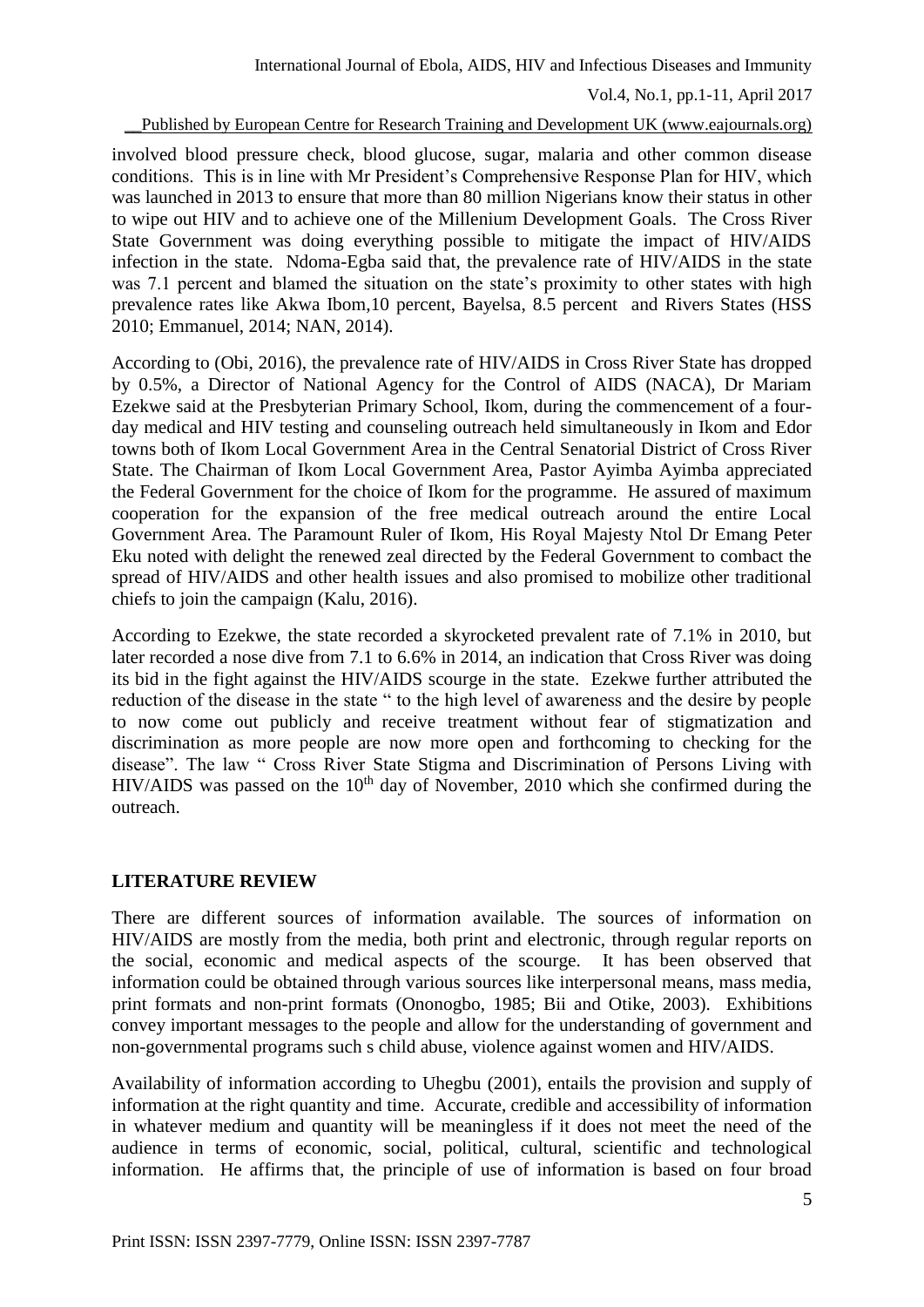involved blood pressure check, blood glucose, sugar, malaria and other common disease conditions. This is in line with Mr President's Comprehensive Response Plan for HIV, which was launched in 2013 to ensure that more than 80 million Nigerians know their status in other to wipe out HIV and to achieve one of the Millenium Development Goals. The Cross River State Government was doing everything possible to mitigate the impact of HIV/AIDS infection in the state. Ndoma-Egba said that, the prevalence rate of HIV/AIDS in the state was 7.1 percent and blamed the situation on the state's proximity to other states with high prevalence rates like Akwa Ibom,10 percent, Bayelsa, 8.5 percent and Rivers States (HSS 2010; Emmanuel, 2014; NAN, 2014).

According to (Obi, 2016), the prevalence rate of HIV/AIDS in Cross River State has dropped by 0.5%, a Director of National Agency for the Control of AIDS (NACA), Dr Mariam Ezekwe said at the Presbyterian Primary School, Ikom, during the commencement of a four-day medical and HIV testing and counseling outreach held simultaneously in Ikom and Edor towns both of Ikom Local Government Area in the Central Senatorial District of Cross River State. The Chairman of Ikom Local Government Area, Pastor Ayimba Ayimba appreciated the Federal Government for the choice of Ikom for the programme. He assured of maximum cooperation for the expansion of the free medical outreach around the entire Local Government Area. The Paramount Ruler of Ikom, His Royal Majesty Ntol Dr Emang Peter Eku noted with delight the renewed zeal directed by the Federal Government to combact the spread of HIV/AIDS and other health issues and also promised to mobilize other traditional chiefs to join the campaign (Kalu, 2016).

According to Ezekwe, the state recorded a skyrocketed prevalent rate of 7.1% in 2010, but later recorded a nose dive from 7.1 to 6.6% in 2014, an indication that Cross River was doing its bid in the fight against the HIV/AIDS scourge in the state. Ezekwe further attributed the reduction of the disease in the state " to the high level of awareness and the desire by people to now come out publicly and receive treatment without fear of stigmatization and discrimination as more people are now more open and forthcoming to checking for the disease". The law " Cross River State Stigma and Discrimination of Persons Living with HIV/AIDS was passed on the 10th day of November, 2010 which she confirmed during the outreach.

## LITERATURE REVIEW

There are different sources of information available. The sources of information on HIV/AIDS are mostly from the media, both print and electronic, through regular reports on the social, economic and medical aspects of the scourge. It has been observed that information could be obtained through various sources like interpersonal means, mass media, print formats and non-print formats (Ononogbo, 1985; Bii and Otike, 2003). Exhibitions convey important messages to the people and allow for the understanding of government and non-governmental programs such s child abuse, violence against women and HIV/AIDS.

Availability of information according to Uhegbu (2001), entails the provision and supply of information at the right quantity and time. Accurate, credible and accessibility of information in whatever medium and quantity will be meaningless if it does not meet the need of the audience in terms of economic, social, political, cultural, scientific and technological information. He affirms that, the principle of use of information is based on four broad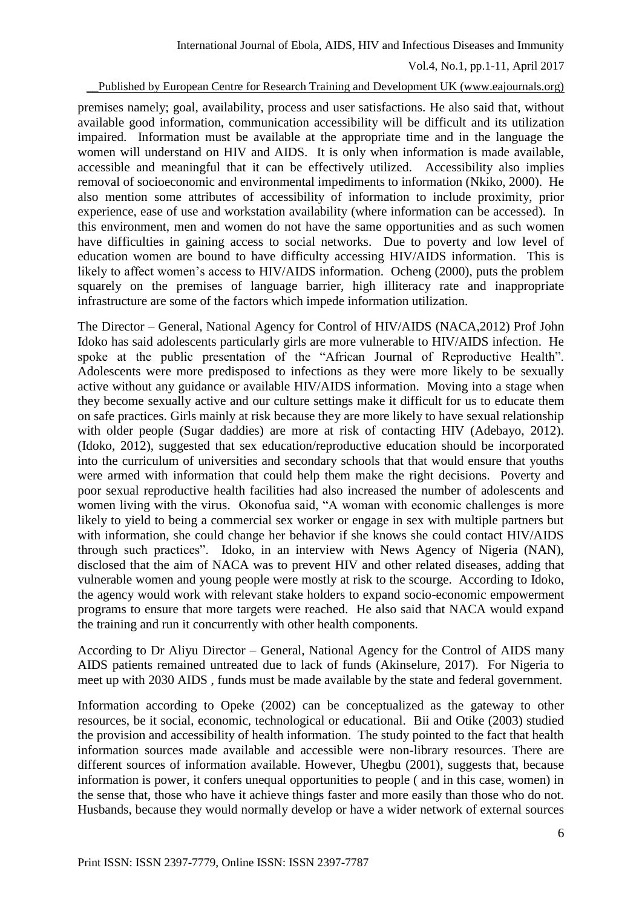premises namely; goal, availability, process and user satisfactions. He also said that, without available good information, communication accessibility will be difficult and its utilization impaired. Information must be available at the appropriate time and in the language the women will understand on HIV and AIDS. It is only when information is made available, accessible and meaningful that it can be effectively utilized. Accessibility also implies removal of socioeconomic and environmental impediments to information (Nkiko, 2000). He also mention some attributes of accessibility of information to include proximity, prior experience, ease of use and workstation availability (where information can be accessed). In this environment, men and women do not have the same opportunities and as such women have difficulties in gaining access to social networks. Due to poverty and low level of education women are bound to have difficulty accessing HIV/AIDS information. This is likely to affect women's access to HIV/AIDS information. Ocheng (2000), puts the problem squarely on the premises of language barrier, high illiteracy rate and inappropriate infrastructure are some of the factors which impede information utilization.

The Director – General, National Agency for Control of HIV/AIDS (NACA,2012) Prof John Idoko has said adolescents particularly girls are more vulnerable to HIV/AIDS infection. He spoke at the public presentation of the "African Journal of Reproductive Health". Adolescents were more predisposed to infections as they were more likely to be sexually active without any guidance or available HIV/AIDS information. Moving into a stage when they become sexually active and our culture settings make it difficult for us to educate them on safe practices. Girls mainly at risk because they are more likely to have sexual relationship with older people (Sugar daddies) are more at risk of contacting HIV (Adebayo, 2012). (Idoko, 2012), suggested that sex education/reproductive education should be incorporated into the curriculum of universities and secondary schools that that would ensure that youths were armed with information that could help them make the right decisions. Poverty and poor sexual reproductive health facilities had also increased the number of adolescents and women living with the virus. Okonofua said, "A woman with economic challenges is more likely to yield to being a commercial sex worker or engage in sex with multiple partners but with information, she could change her behavior if she knows she could contact HIV/AIDS through such practices". Idoko, in an interview with News Agency of Nigeria (NAN), disclosed that the aim of NACA was to prevent HIV and other related diseases, adding that vulnerable women and young people were mostly at risk to the scourge. According to Idoko, the agency would work with relevant stake holders to expand socio-economic empowerment programs to ensure that more targets were reached. He also said that NACA would expand the training and run it concurrently with other health components.

According to Dr Aliyu Director – General, National Agency for the Control of AIDS many AIDS patients remained untreated due to lack of funds (Akinselure, 2017). For Nigeria to meet up with 2030 AIDS , funds must be made available by the state and federal government.

Information according to Opeke (2002) can be conceptualized as the gateway to other resources, be it social, economic, technological or educational. Bii and Otike (2003) studied the provision and accessibility of health information. The study pointed to the fact that health information sources made available and accessible were non-library resources. There are different sources of information available. However, Uhegbu (2001), suggests that, because information is power, it confers unequal opportunities to people ( and in this case, women) in the sense that, those who have it achieve things faster and more easily than those who do not. Husbands, because they would normally develop or have a wider network of external sources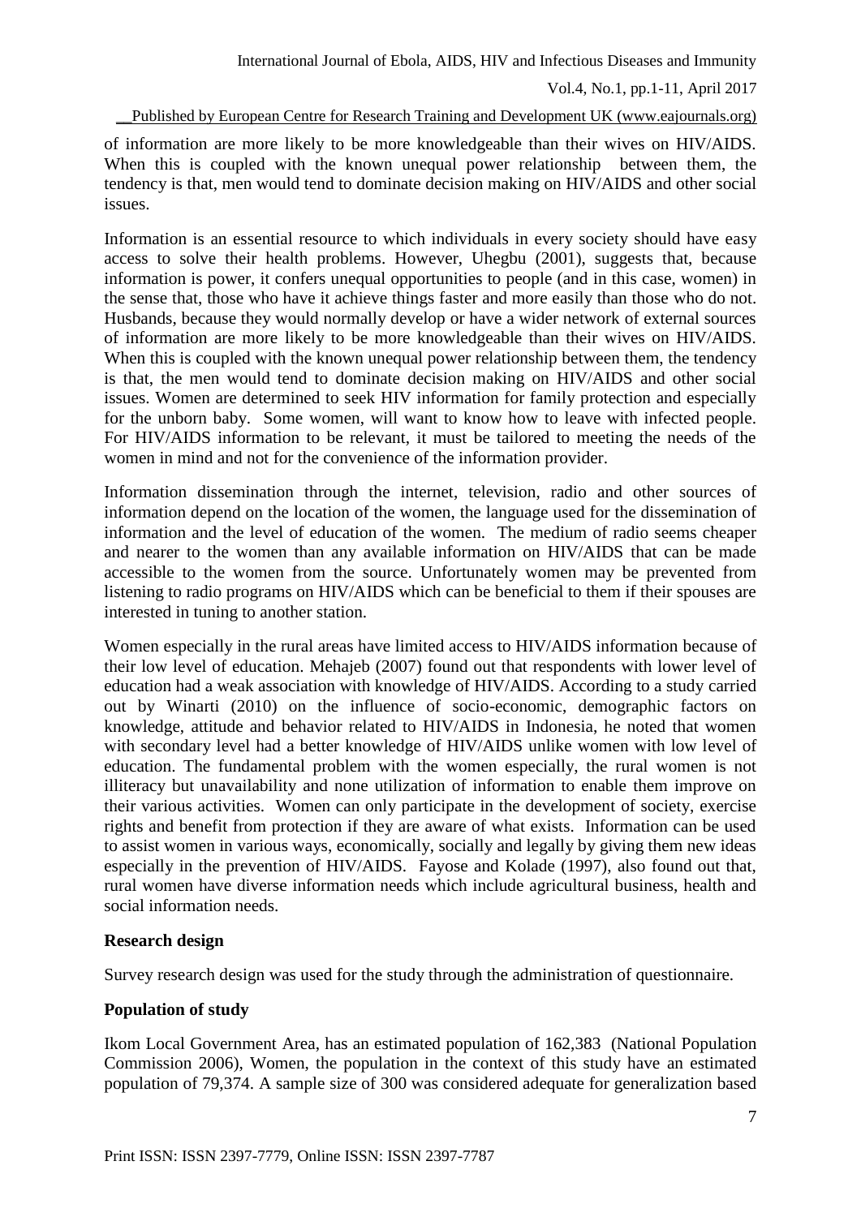of information are more likely to be more knowledgeable than their wives on HIV/AIDS. When this is coupled with the known unequal power relationship between them, the tendency is that, men would tend to dominate decision making on HIV/AIDS and other social issues.

Information is an essential resource to which individuals in every society should have easy access to solve their health problems. However, Uhegbu (2001), suggests that, because information is power, it confers unequal opportunities to people (and in this case, women) in the sense that, those who have it achieve things faster and more easily than those who do not. Husbands, because they would normally develop or have a wider network of external sources of information are more likely to be more knowledgeable than their wives on HIV/AIDS. When this is coupled with the known unequal power relationship between them, the tendency is that, the men would tend to dominate decision making on HIV/AIDS and other social issues. Women are determined to seek HIV information for family protection and especially for the unborn baby. Some women, will want to know how to leave with infected people. For HIV/AIDS information to be relevant, it must be tailored to meeting the needs of the women in mind and not for the convenience of the information provider.

Information dissemination through the internet, television, radio and other sources of information depend on the location of the women, the language used for the dissemination of information and the level of education of the women. The medium of radio seems cheaper and nearer to the women than any available information on HIV/AIDS that can be made accessible to the women from the source. Unfortunately women may be prevented from listening to radio programs on HIV/AIDS which can be beneficial to them if their spouses are interested in tuning to another station.

Women especially in the rural areas have limited access to HIV/AIDS information because of their low level of education. Mehajeb (2007) found out that respondents with lower level of education had a weak association with knowledge of HIV/AIDS. According to a study carried out by Winarti (2010) on the influence of socio-economic, demographic factors on knowledge, attitude and behavior related to HIV/AIDS in Indonesia, he noted that women with secondary level had a better knowledge of HIV/AIDS unlike women with low level of education. The fundamental problem with the women especially, the rural women is not illiteracy but unavailability and none utilization of information to enable them improve on their various activities. Women can only participate in the development of society, exercise rights and benefit from protection if they are aware of what exists. Information can be used to assist women in various ways, economically, socially and legally by giving them new ideas especially in the prevention of HIV/AIDS. Fayose and Kolade (1997), also found out that, rural women have diverse information needs which include agricultural business, health and social information needs.

**Research design**

Survey research design was used for the study through the administration of questionnaire.

**Population of study**

Ikom Local Government Area, has an estimated population of 162,383 (National Population Commission 2006), Women, the population in the context of this study have an estimated population of 79,374. A sample size of 300 was considered adequate for generalization based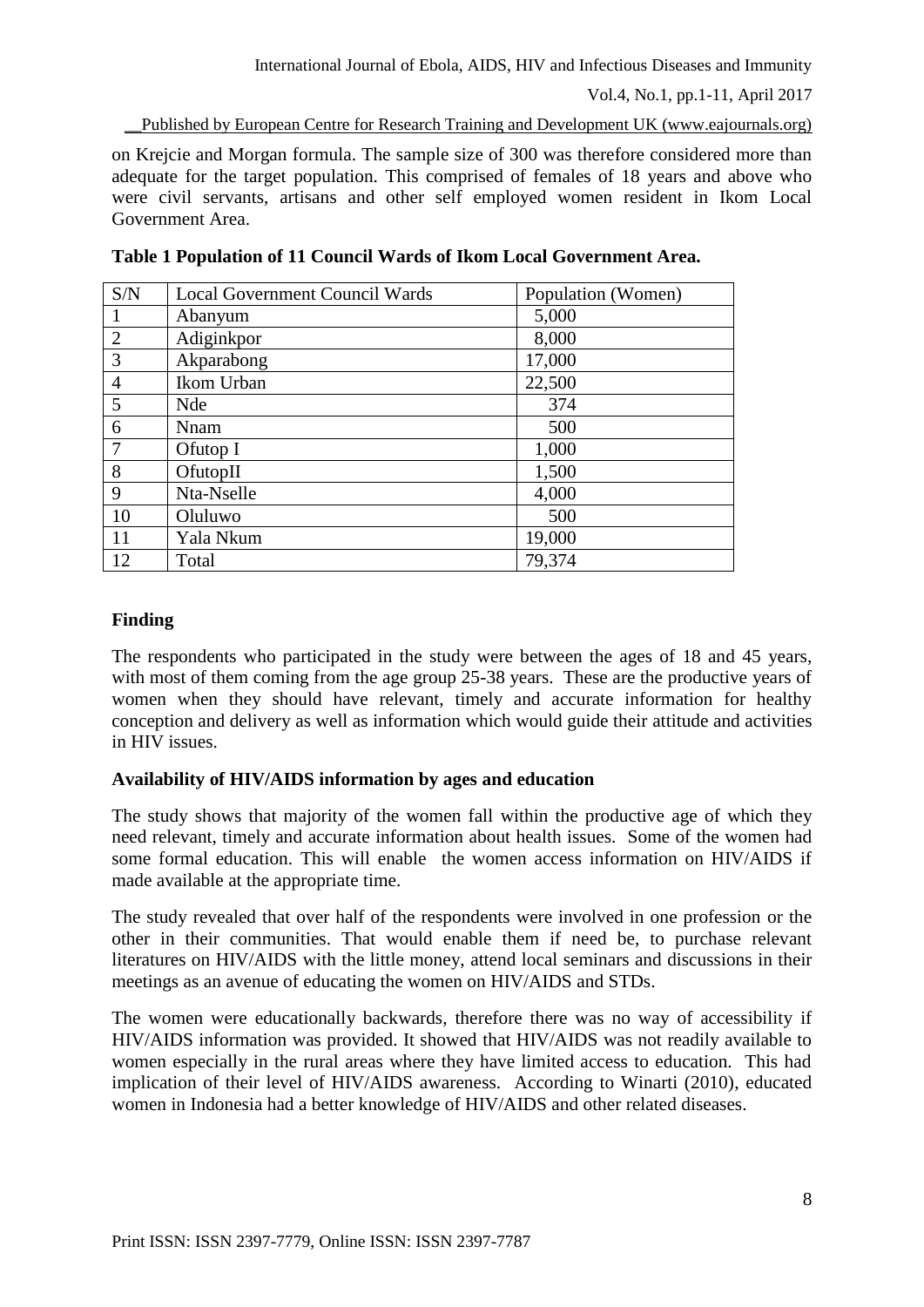on Krejcie and Morgan formula. The sample size of 300 was therefore considered more than adequate for the target population. This comprised of females of 18 years and above who were civil servants, artisans and other self employed women resident in Ikom Local Government Area.

**Table 1 Population of 11 Council Wards of Ikom Local Government Area.**

| S/N | Local Government Council Wards | Population (Women) |
|---|---|---|
| 1 | Abanyum | 5,000 |
| 2 | Adiginkpor | 8,000 |
| 3 | Akparabong | 17,000 |
| 4 | Ikom Urban | 22,500 |
| 5 | Nde | 374 |
| 6 | Nnam | 500 |
| 7 | Ofutop I | 1,000 |
| 8 | OfutopII | 1,500 |
| 9 | Nta-Nselle | 4,000 |
| 10 | Oluluwo | 500 |
| 11 | Yala Nkum | 19,000 |
| 12 | Total | 79,374 |

## Finding

The respondents who participated in the study were between the ages of 18 and 45 years, with most of them coming from the age group 25-38 years. These are the productive years of women when they should have relevant, timely and accurate information for healthy conception and delivery as well as information which would guide their attitude and activities in HIV issues.

### Availability of HIV/AIDS information by ages and education

The study shows that majority of the women fall within the productive age of which they need relevant, timely and accurate information about health issues. Some of the women had some formal education. This will enable the women access information on HIV/AIDS if made available at the appropriate time.

The study revealed that over half of the respondents were involved in one profession or the other in their communities. That would enable them if need be, to purchase relevant literatures on HIV/AIDS with the little money, attend local seminars and discussions in their meetings as an avenue of educating the women on HIV/AIDS and STDs.

The women were educationally backwards, therefore there was no way of accessibility if HIV/AIDS information was provided. It showed that HIV/AIDS was not readily available to women especially in the rural areas where they have limited access to education. This had implication of their level of HIV/AIDS awareness. According to Winarti (2010), educated women in Indonesia had a better knowledge of HIV/AIDS and other related diseases.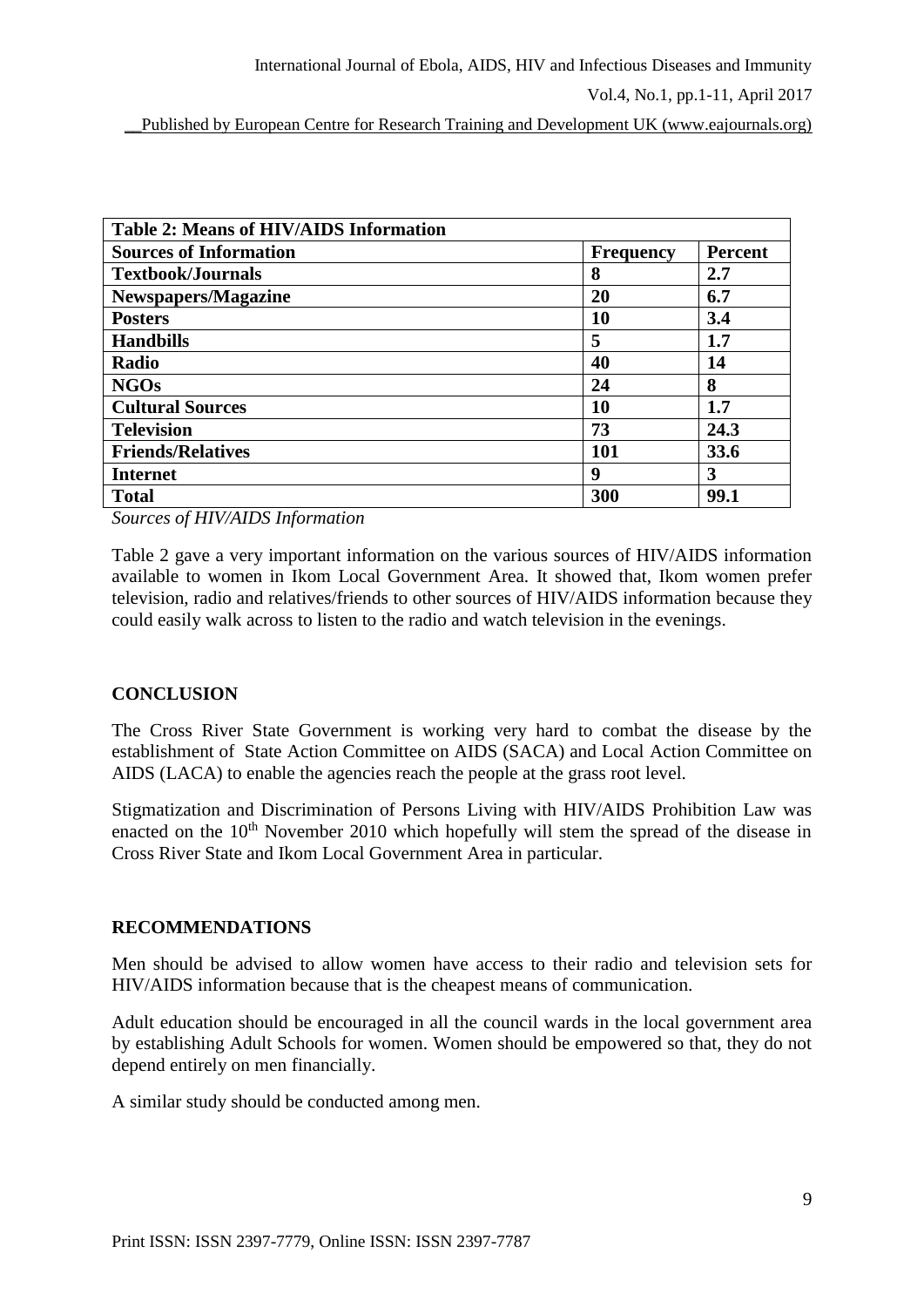| Table 2: Means of HIV/AIDS Information | | |
|---|---|---|
| **Sources of Information** | **Frequency** | **Percent** |
| **Textbook/Journals** | **8** | **2.7** |
| **Newspapers/Magazine** | **20** | **6.7** |
| **Posters** | **10** | **3.4** |
| **Handbills** | **5** | **1.7** |
| **Radio** | **40** | **14** |
| **NGOs** | **24** | **8** |
| **Cultural Sources** | **10** | **1.7** |
| **Television** | **73** | **24.3** |
| **Friends/Relatives** | **101** | **33.6** |
| **Internet** | **9** | **3** |
| **Total** | **300** | **99.1** |

*Sources of HIV/AIDS Information*

Table 2 gave a very important information on the various sources of HIV/AIDS information available to women in Ikom Local Government Area. It showed that, Ikom women prefer television, radio and relatives/friends to other sources of HIV/AIDS information because they could easily walk across to listen to the radio and watch television in the evenings.

## CONCLUSION

The Cross River State Government is working very hard to combat the disease by the establishment of State Action Committee on AIDS (SACA) and Local Action Committee on AIDS (LACA) to enable the agencies reach the people at the grass root level.

Stigmatization and Discrimination of Persons Living with HIV/AIDS Prohibition Law was enacted on the 10th November 2010 which hopefully will stem the spread of the disease in Cross River State and Ikom Local Government Area in particular.

## RECOMMENDATIONS

Men should be advised to allow women have access to their radio and television sets for HIV/AIDS information because that is the cheapest means of communication.

Adult education should be encouraged in all the council wards in the local government area by establishing Adult Schools for women. Women should be empowered so that, they do not depend entirely on men financially.

A similar study should be conducted among men.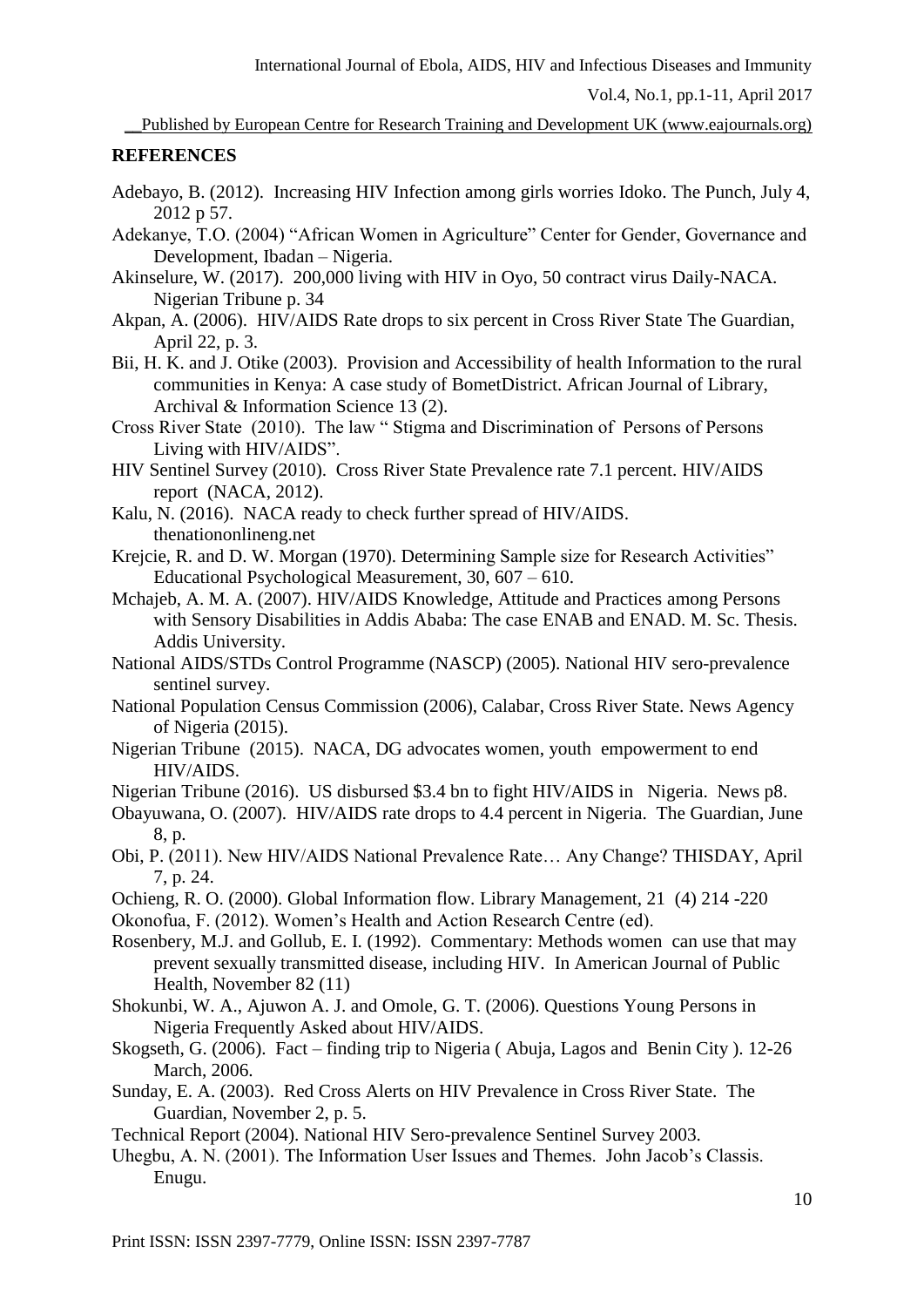## REFERENCES

Adebayo, B. (2012). Increasing HIV Infection among girls worries Idoko. The Punch, July 4, 2012 p 57.

Adekanye, T.O. (2004) "African Women in Agriculture" Center for Gender, Governance and Development, Ibadan – Nigeria.

Akinselure, W. (2017). 200,000 living with HIV in Oyo, 50 contract virus Daily-NACA. Nigerian Tribune p. 34

Akpan, A. (2006). HIV/AIDS Rate drops to six percent in Cross River State The Guardian, April 22, p. 3.

Bii, H. K. and J. Otike (2003). Provision and Accessibility of health Information to the rural communities in Kenya: A case study of BometDistrict. African Journal of Library, Archival & Information Science 13 (2).

Cross River State (2010). The law " Stigma and Discrimination of Persons of Persons Living with HIV/AIDS".

HIV Sentinel Survey (2010). Cross River State Prevalence rate 7.1 percent. HIV/AIDS report (NACA, 2012).

Kalu, N. (2016). NACA ready to check further spread of HIV/AIDS. thenationonlineng.net

Krejcie, R. and D. W. Morgan (1970). Determining Sample size for Research Activities" Educational Psychological Measurement, 30, 607 – 610.

Mchajeb, A. M. A. (2007). HIV/AIDS Knowledge, Attitude and Practices among Persons with Sensory Disabilities in Addis Ababa: The case ENAB and ENAD. M. Sc. Thesis. Addis University.

National AIDS/STDs Control Programme (NASCP) (2005). National HIV sero-prevalence sentinel survey.

National Population Census Commission (2006), Calabar, Cross River State. News Agency of Nigeria (2015).

Nigerian Tribune (2015). NACA, DG advocates women, youth empowerment to end HIV/AIDS.

Nigerian Tribune (2016). US disbursed $3.4 bn to fight HIV/AIDS in Nigeria. News p8.

Obayuwana, O. (2007). HIV/AIDS rate drops to 4.4 percent in Nigeria. The Guardian, June 8, p.

Obi, P. (2011). New HIV/AIDS National Prevalence Rate… Any Change? THISDAY, April 7, p. 24.

Ochieng, R. O. (2000). Global Information flow. Library Management, 21 (4) 214 -220

Okonofua, F. (2012). Women's Health and Action Research Centre (ed).

Rosenbery, M.J. and Gollub, E. I. (1992). Commentary: Methods women can use that may prevent sexually transmitted disease, including HIV. In American Journal of Public Health, November 82 (11)

Shokunbi, W. A., Ajuwon A. J. and Omole, G. T. (2006). Questions Young Persons in Nigeria Frequently Asked about HIV/AIDS.

Skogseth, G. (2006). Fact – finding trip to Nigeria ( Abuja, Lagos and Benin City ). 12-26 March, 2006.

Sunday, E. A. (2003). Red Cross Alerts on HIV Prevalence in Cross River State. The Guardian, November 2, p. 5.

Technical Report (2004). National HIV Sero-prevalence Sentinel Survey 2003.

Uhegbu, A. N. (2001). The Information User Issues and Themes. John Jacob's Classis. Enugu.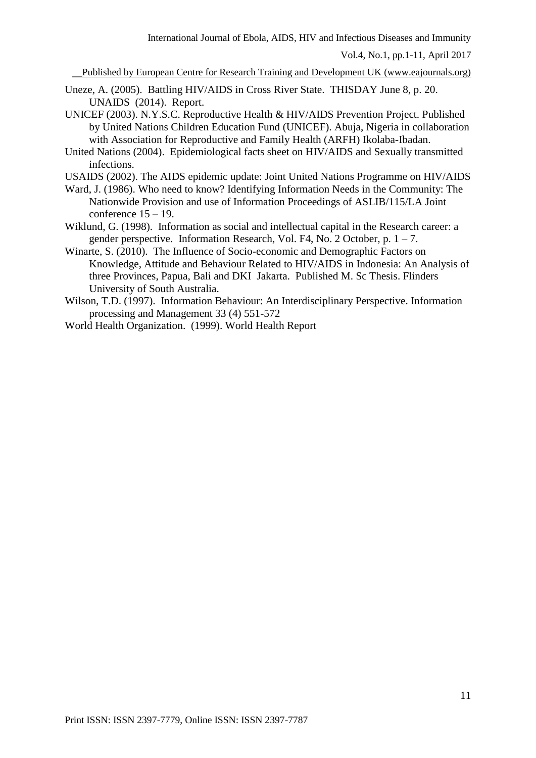Uneze, A. (2005). Battling HIV/AIDS in Cross River State. THISDAY June 8, p. 20.
UNAIDS (2014). Report.

UNICEF (2003). N.Y.S.C. Reproductive Health & HIV/AIDS Prevention Project. Published by United Nations Children Education Fund (UNICEF). Abuja, Nigeria in collaboration with Association for Reproductive and Family Health (ARFH) Ikolaba-Ibadan.

United Nations (2004). Epidemiological facts sheet on HIV/AIDS and Sexually transmitted infections.

USAIDS (2002). The AIDS epidemic update: Joint United Nations Programme on HIV/AIDS

Ward, J. (1986). Who need to know? Identifying Information Needs in the Community: The Nationwide Provision and use of Information Proceedings of ASLIB/115/LA Joint conference 15 – 19.

Wiklund, G. (1998). Information as social and intellectual capital in the Research career: a gender perspective. Information Research, Vol. F4, No. 2 October, p. 1 – 7.

Winarte, S. (2010). The Influence of Socio-economic and Demographic Factors on Knowledge, Attitude and Behaviour Related to HIV/AIDS in Indonesia: An Analysis of three Provinces, Papua, Bali and DKI Jakarta. Published M. Sc Thesis. Flinders University of South Australia.

Wilson, T.D. (1997). Information Behaviour: An Interdisciplinary Perspective. Information processing and Management 33 (4) 551-572

World Health Organization. (1999). World Health Report